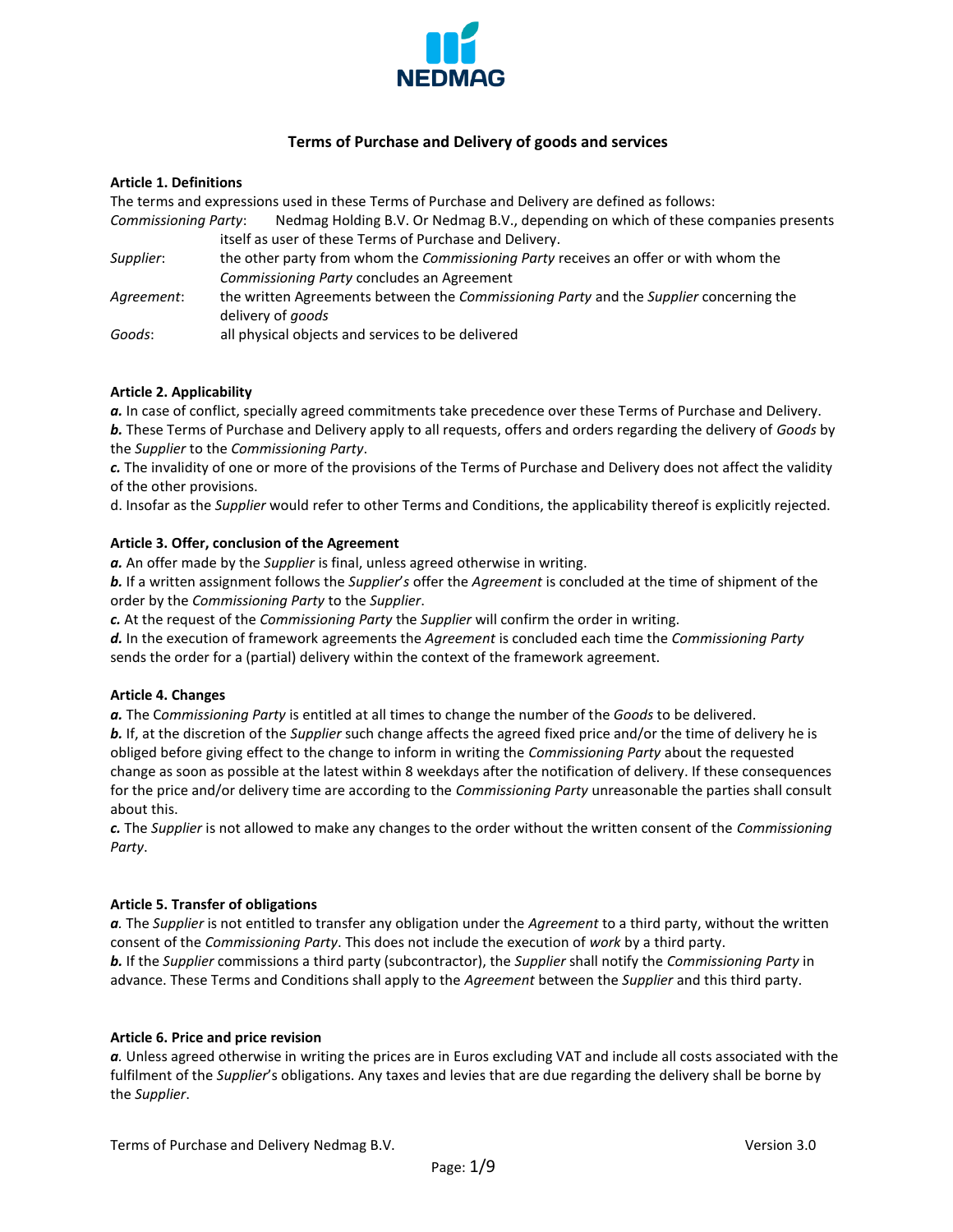NEDMAG

# Terms of Purchase and Delivery of goods and services

**Article 1. Definitions**

The terms and expressions used in these Terms of Purchase and Delivery are defined as follows:

*Commissioning Party*: Nedmag Holding B.V. Or Nedmag B.V., depending on which of these companies presents itself as user of these Terms of Purchase and Delivery.

*Supplier*: the other party from whom the *Commissioning Party* receives an offer or with whom the *Commissioning Party* concludes an Agreement

*Agreement*: the written Agreements between the *Commissioning Party* and the *Supplier* concerning the delivery of *goods*

*Goods*: all physical objects and services to be delivered

**Article 2. Applicability**

***a.*** In case of conflict, specially agreed commitments take precedence over these Terms of Purchase and Delivery.

***b.*** These Terms of Purchase and Delivery apply to all requests, offers and orders regarding the delivery of *Goods* by the *Supplier* to the *Commissioning Party*.

***c.*** The invalidity of one or more of the provisions of the Terms of Purchase and Delivery does not affect the validity of the other provisions.

d. Insofar as the *Supplier* would refer to other Terms and Conditions, the applicability thereof is explicitly rejected.

**Article 3. Offer, conclusion of the Agreement**

***a.*** An offer made by the *Supplier* is final, unless agreed otherwise in writing.

***b.*** If a written assignment follows the *Supplier's* offer the *Agreement* is concluded at the time of shipment of the order by the *Commissioning Party* to the *Supplier*.

***c.*** At the request of the *Commissioning Party* the *Supplier* will confirm the order in writing.

***d.*** In the execution of framework agreements the *Agreement* is concluded each time the *Commissioning Party* sends the order for a (partial) delivery within the context of the framework agreement.

**Article 4. Changes**

***a.*** The C*ommissioning Party* is entitled at all times to change the number of the *Goods* to be delivered.

***b.*** If, at the discretion of the *Supplier* such change affects the agreed fixed price and/or the time of delivery he is obliged before giving effect to the change to inform in writing the *Commissioning Party* about the requested change as soon as possible at the latest within 8 weekdays after the notification of delivery. If these consequences for the price and/or delivery time are according to the *Commissioning Party* unreasonable the parties shall consult about this.

***c.*** The *Supplier* is not allowed to make any changes to the order without the written consent of the *Commissioning Party*.

**Article 5. Transfer of obligations**

***a***. The *Supplier* is not entitled to transfer any obligation under the *Agreement* to a third party, without the written consent of the *Commissioning Party*. This does not include the execution of *work* by a third party.

***b.*** If the *Supplier* commissions a third party (subcontractor), the *Supplier* shall notify the *Commissioning Party* in advance. These Terms and Conditions shall apply to the *Agreement* between the *Supplier* and this third party.

**Article 6. Price and price revision**

***a***. Unless agreed otherwise in writing the prices are in Euros excluding VAT and include all costs associated with the fulfilment of the *Supplier*'s obligations. Any taxes and levies that are due regarding the delivery shall be borne by the *Supplier*.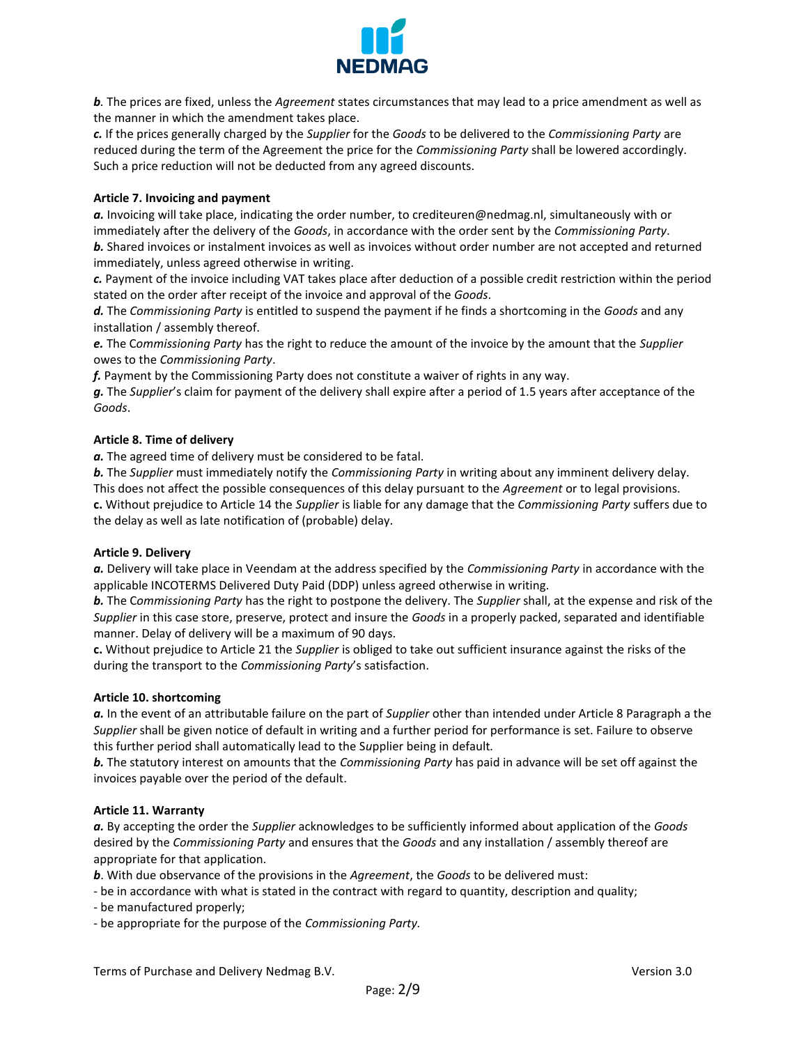***b***. The prices are fixed, unless the *Agreement* states circumstances that may lead to a price amendment as well as the manner in which the amendment takes place.

***c.*** If the prices generally charged by the *Supplier* for the *Goods* to be delivered to the *Commissioning Party* are reduced during the term of the Agreement the price for the *Commissioning Party* shall be lowered accordingly. Such a price reduction will not be deducted from any agreed discounts.

**Article 7. Invoicing and payment**

***a.*** Invoicing will take place, indicating the order number, to crediteuren@nedmag.nl, simultaneously with or immediately after the delivery of the *Goods*, in accordance with the order sent by the *Commissioning Party*.

***b.*** Shared invoices or instalment invoices as well as invoices without order number are not accepted and returned immediately, unless agreed otherwise in writing.

***c.*** Payment of the invoice including VAT takes place after deduction of a possible credit restriction within the period stated on the order after receipt of the invoice and approval of the *Goods*.

***d.*** The *Commissioning Party* is entitled to suspend the payment if he finds a shortcoming in the *Goods* and any installation / assembly thereof.

***e.*** The *Commissioning Party* has the right to reduce the amount of the invoice by the amount that the *Supplier* owes to the *Commissioning Party*.

***f.*** Payment by the Commissioning Party does not constitute a waiver of rights in any way.

***g.*** The *Supplier*'s claim for payment of the delivery shall expire after a period of 1.5 years after acceptance of the *Goods*.

**Article 8. Time of delivery**

***a.*** The agreed time of delivery must be considered to be fatal.

***b.*** The *Supplier* must immediately notify the *Commissioning Party* in writing about any imminent delivery delay. This does not affect the possible consequences of this delay pursuant to the *Agreement* or to legal provisions.

**c.** Without prejudice to Article 14 the *Supplier* is liable for any damage that the *Commissioning Party* suffers due to the delay as well as late notification of (probable) delay.

**Article 9. Delivery**

***a.*** Delivery will take place in Veendam at the address specified by the *Commissioning Party* in accordance with the applicable INCOTERMS Delivered Duty Paid (DDP) unless agreed otherwise in writing.

***b.*** The *Commissioning Party* has the right to postpone the delivery. The *Supplier* shall, at the expense and risk of the *Supplier* in this case store, preserve, protect and insure the *Goods* in a properly packed, separated and identifiable manner. Delay of delivery will be a maximum of 90 days.

**c.** Without prejudice to Article 21 the *Supplier* is obliged to take out sufficient insurance against the risks of the during the transport to the *Commissioning Party*'s satisfaction.

**Article 10. shortcoming**

***a.*** In the event of an attributable failure on the part of *Supplier* other than intended under Article 8 Paragraph a the *Supplier* shall be given notice of default in writing and a further period for performance is set. Failure to observe this further period shall automatically lead to the Supplier being in default.

***b.*** The statutory interest on amounts that the *Commissioning Party* has paid in advance will be set off against the invoices payable over the period of the default.

**Article 11. Warranty**

***a.*** By accepting the order the *Supplier* acknowledges to be sufficiently informed about application of the *Goods* desired by the *Commissioning Party* and ensures that the *Goods* and any installation / assembly thereof are appropriate for that application.

***b***. With due observance of the provisions in the *Agreement*, the *Goods* to be delivered must:

- be in accordance with what is stated in the contract with regard to quantity, description and quality;
- be manufactured properly;
- be appropriate for the purpose of the *Commissioning Party.*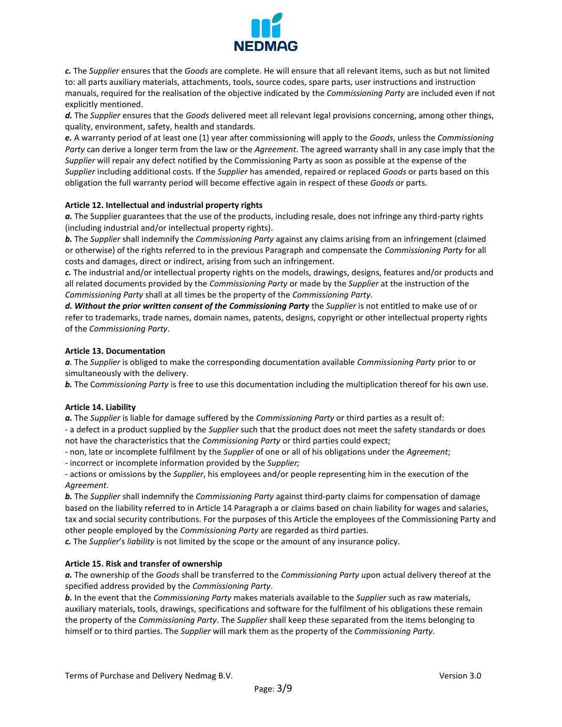***c.*** The *Supplier* ensures that the *Goods* are complete. He will ensure that all relevant items, such as but not limited to: all parts auxiliary materials, attachments, tools, source codes, spare parts, user instructions and instruction manuals, required for the realisation of the objective indicated by the *Commissioning Party* are included even if not explicitly mentioned.

***d.*** The *Supplier* ensures that the *Goods* delivered meet all relevant legal provisions concerning, among other things, quality, environment, safety, health and standards.

***e.*** A warranty period of at least one (1) year after commissioning will apply to the *Goods*, unless the *Commissioning Party* can derive a longer term from the law or the *Agreement*. The agreed warranty shall in any case imply that the *Supplier* will repair any defect notified by the Commissioning Party as soon as possible at the expense of the *Supplier* including additional costs. If the *Supplier* has amended, repaired or replaced *Goods* or parts based on this obligation the full warranty period will become effective again in respect of these *Goods* or parts.

**Article 12. Intellectual and industrial property rights**

***a.*** The Supplier guarantees that the use of the products, including resale, does not infringe any third-party rights (including industrial and/or intellectual property rights).

***b.*** The *Supplier* shall indemnify the *Commissioning Party* against any claims arising from an infringement (claimed or otherwise) of the rights referred to in the previous Paragraph and compensate the *Commissioning Party* for all costs and damages, direct or indirect, arising from such an infringement.

***c.*** The industrial and/or intellectual property rights on the models, drawings, designs, features and/or products and all related documents provided by the *Commissioning Party* or made by the *Supplier* at the instruction of the *Commissioning Party* shall at all times be the property of the *Commissioning Party*.

***d. Without the prior written consent of the Commissioning Party*** the *Supplier* is not entitled to make use of or refer to trademarks, trade names, domain names, patents, designs, copyright or other intellectual property rights of the *Commissioning Party*.

**Article 13. Documentation**

*a.* The *Supplier* is obliged to make the corresponding documentation available *Commissioning Party* prior to or simultaneously with the delivery.

***b.*** The C*ommissioning Party* is free to use this documentation including the multiplication thereof for his own use.

**Article 14. Liability**

***a.*** The *Supplier* is liable for damage suffered by the *Commissioning Party* or third parties as a result of:

- a defect in a product supplied by the *Supplier* such that the product does not meet the safety standards or does not have the characteristics that the *Commissioning Party* or third parties could expect;
- non, late or incomplete fulfilment by the *Supplier* of one or all of his obligations under the *Agreement*;
- incorrect or incomplete information provided by the *Supplier;*
- actions or omissions by the *Supplier*, his employees and/or people representing him in the execution of the *Agreement*.

***b.*** The *Supplier* shall indemnify the *Commissioning Party* against third-party claims for compensation of damage based on the liability referred to in Article 14 Paragraph a or claims based on chain liability for wages and salaries, tax and social security contributions. For the purposes of this Article the employees of the Commissioning Party and other people employed by the *Commissioning Party* are regarded as third parties.

***c.*** The *Supplier*'s *liability* is not limited by the scope or the amount of any insurance policy.

**Article 15. Risk and transfer of ownership**

***a.*** The ownership of the *Goods* shall be transferred to the *Commissioning Party* upon actual delivery thereof at the specified address provided by the *Commissioning Party*.

***b.*** In the event that the *Commissioning Party* makes materials available to the *Supplier* such as raw materials, auxiliary materials, tools, drawings, specifications and software for the fulfilment of his obligations these remain the property of the *Commissioning Party*. The *Supplier* shall keep these separated from the items belonging to himself or to third parties. The *Supplier* will mark them as the property of the *Commissioning Party*.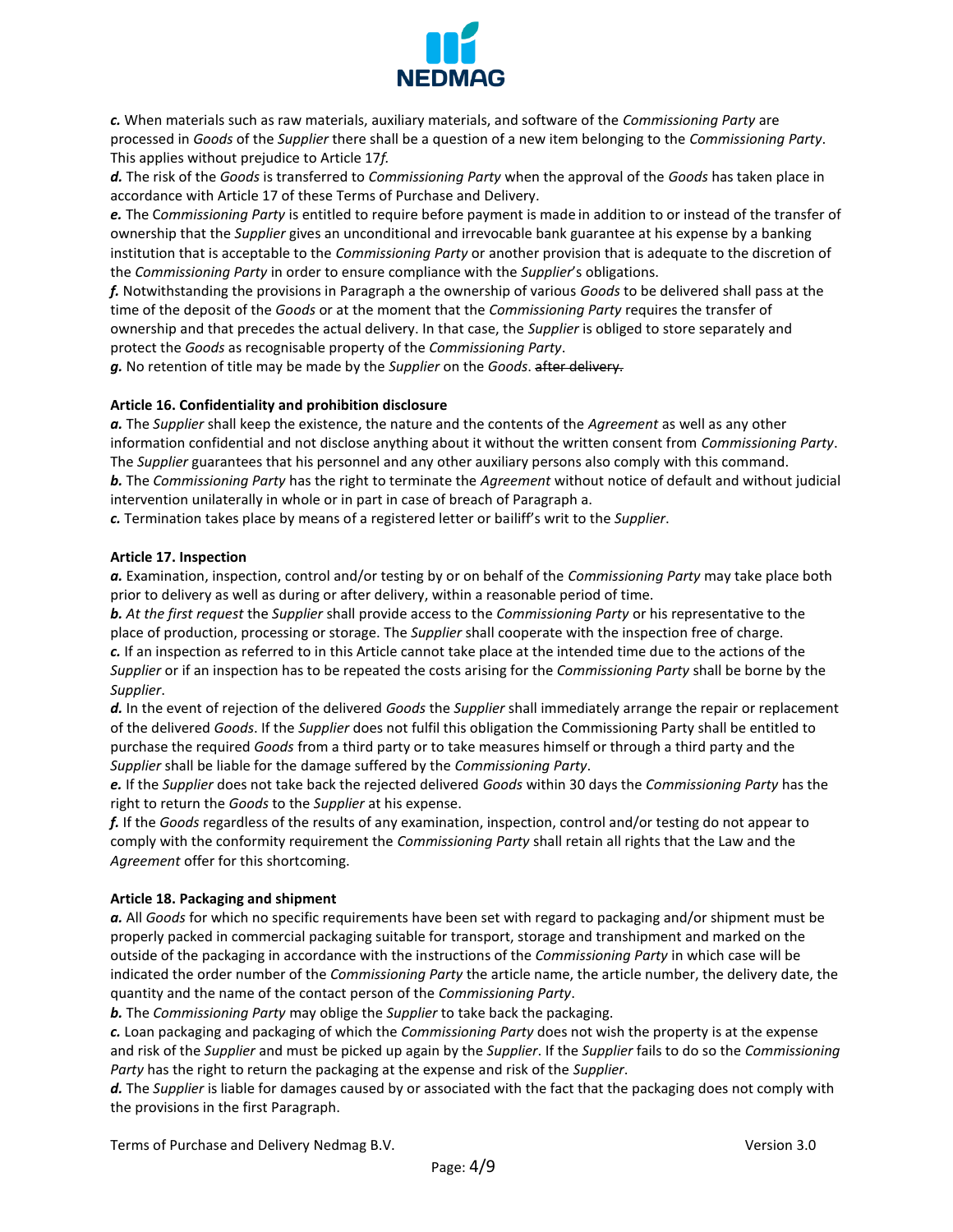***c.*** When materials such as raw materials, auxiliary materials, and software of the *Commissioning Party* are processed in *Goods* of the *Supplier* there shall be a question of a new item belonging to the *Commissioning Party*. This applies without prejudice to Article 17*f*.

***d.*** The risk of the *Goods* is transferred to *Commissioning Party* when the approval of the *Goods* has taken place in accordance with Article 17 of these Terms of Purchase and Delivery.

***e.*** The C*ommissioning Party* is entitled to require before payment is made in addition to or instead of the transfer of ownership that the *Supplier* gives an unconditional and irrevocable bank guarantee at his expense by a banking institution that is acceptable to the *Commissioning Party* or another provision that is adequate to the discretion of the *Commissioning Party* in order to ensure compliance with the *Supplier*'s obligations.

***f.*** Notwithstanding the provisions in Paragraph a the ownership of various *Goods* to be delivered shall pass at the time of the deposit of the *Goods* or at the moment that the *Commissioning Party* requires the transfer of ownership and that precedes the actual delivery. In that case, the *Supplier* is obliged to store separately and protect the *Goods* as recognisable property of the *Commissioning Party*.

***g.*** No retention of title may be made by the *Supplier* on the *Goods*. ~~after delivery.~~

**Article 16. Confidentiality and prohibition disclosure**

***a.*** The *Supplier* shall keep the existence, the nature and the contents of the *Agreement* as well as any other information confidential and not disclose anything about it without the written consent from *Commissioning Party*. The *Supplier* guarantees that his personnel and any other auxiliary persons also comply with this command.

***b.*** The *Commissioning Party* has the right to terminate the *Agreement* without notice of default and without judicial intervention unilaterally in whole or in part in case of breach of Paragraph a.

***c.*** Termination takes place by means of a registered letter or bailiff's writ to the *Supplier*.

**Article 17. Inspection**

***a.*** Examination, inspection, control and/or testing by or on behalf of the *Commissioning Party* may take place both prior to delivery as well as during or after delivery, within a reasonable period of time.

***b.*** *At the first request* the *Supplier* shall provide access to the *Commissioning Party* or his representative to the place of production, processing or storage. The *Supplier* shall cooperate with the inspection free of charge.

***c.*** If an inspection as referred to in this Article cannot take place at the intended time due to the actions of the *Supplier* or if an inspection has to be repeated the costs arising for the *Commissioning Party* shall be borne by the *Supplier*.

***d.*** In the event of rejection of the delivered *Goods* the *Supplier* shall immediately arrange the repair or replacement of the delivered *Goods*. If the *Supplier* does not fulfil this obligation the Commissioning Party shall be entitled to purchase the required *Goods* from a third party or to take measures himself or through a third party and the *Supplier* shall be liable for the damage suffered by the *Commissioning Party*.

***e.*** If the *Supplier* does not take back the rejected delivered *Goods* within 30 days the *Commissioning Party* has the right to return the *Goods* to the *Supplier* at his expense.

***f.*** If the *Goods* regardless of the results of any examination, inspection, control and/or testing do not appear to comply with the conformity requirement the *Commissioning Party* shall retain all rights that the Law and the *Agreement* offer for this shortcoming.

**Article 18. Packaging and shipment**

***a.*** All *Goods* for which no specific requirements have been set with regard to packaging and/or shipment must be properly packed in commercial packaging suitable for transport, storage and transhipment and marked on the outside of the packaging in accordance with the instructions of the *Commissioning Party* in which case will be indicated the order number of the *Commissioning Party* the article name, the article number, the delivery date, the quantity and the name of the contact person of the *Commissioning Party*.

***b.*** The *Commissioning Party* may oblige the *Supplier* to take back the packaging.

***c.*** Loan packaging and packaging of which the *Commissioning Party* does not wish the property is at the expense and risk of the *Supplier* and must be picked up again by the *Supplier*. If the *Supplier* fails to do so the *Commissioning Party* has the right to return the packaging at the expense and risk of the *Supplier*.

***d.*** The *Supplier* is liable for damages caused by or associated with the fact that the packaging does not comply with the provisions in the first Paragraph.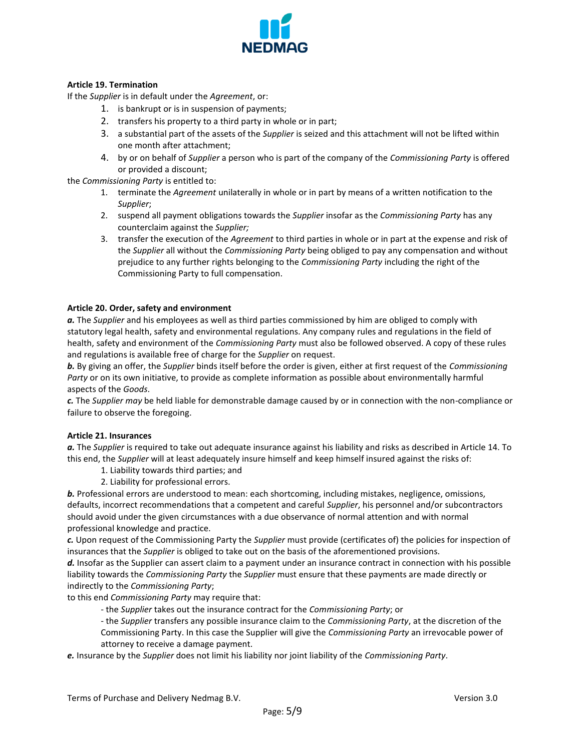**Article 19. Termination**

If the *Supplier* is in default under the *Agreement*, or:

1. is bankrupt or is in suspension of payments;
2. transfers his property to a third party in whole or in part;
3. a substantial part of the assets of the *Supplier* is seized and this attachment will not be lifted within one month after attachment;
4. by or on behalf of *Supplier* a person who is part of the company of the *Commissioning Party* is offered or provided a discount;

the *Commissioning Party* is entitled to:

1. terminate the *Agreement* unilaterally in whole or in part by means of a written notification to the *Supplier*;
2. suspend all payment obligations towards the *Supplier* insofar as the *Commissioning Party* has any counterclaim against the *Supplier;*
3. transfer the execution of the *Agreement* to third parties in whole or in part at the expense and risk of the *Supplier* all without the *Commissioning Party* being obliged to pay any compensation and without prejudice to any further rights belonging to the *Commissioning Party* including the right of the Commissioning Party to full compensation.

**Article 20. Order, safety and environment**

***a.*** The *Supplier* and his employees as well as third parties commissioned by him are obliged to comply with statutory legal health, safety and environmental regulations. Any company rules and regulations in the field of health, safety and environment of the *Commissioning Party* must also be followed observed. A copy of these rules and regulations is available free of charge for the *Supplier* on request.

***b.*** By giving an offer, the *Supplier* binds itself before the order is given, either at first request of the *Commissioning Party* or on its own initiative, to provide as complete information as possible about environmentally harmful aspects of the *Goods*.

***c.*** The *Supplier may* be held liable for demonstrable damage caused by or in connection with the non-compliance or failure to observe the foregoing.

**Article 21. Insurances**

***a.*** The *Supplier* is required to take out adequate insurance against his liability and risks as described in Article 14. To this end, the *Supplier* will at least adequately insure himself and keep himself insured against the risks of:

1. Liability towards third parties; and
2. Liability for professional errors.

***b.*** Professional errors are understood to mean: each shortcoming, including mistakes, negligence, omissions, defaults, incorrect recommendations that a competent and careful *Supplier*, his personnel and/or subcontractors should avoid under the given circumstances with a due observance of normal attention and with normal professional knowledge and practice.

***c.*** Upon request of the Commissioning Party the *Supplier* must provide (certificates of) the policies for inspection of insurances that the *Supplier* is obliged to take out on the basis of the aforementioned provisions.

***d.*** Insofar as the Supplier can assert claim to a payment under an insurance contract in connection with his possible liability towards the *Commissioning Party* the *Supplier* must ensure that these payments are made directly or indirectly to the *Commissioning Party*;

to this end *Commissioning Party* may require that:

- the *Supplier* takes out the insurance contract for the *Commissioning Party*; or
- the *Supplier* transfers any possible insurance claim to the *Commissioning Party*, at the discretion of the Commissioning Party. In this case the Supplier will give the *Commissioning Party* an irrevocable power of attorney to receive a damage payment.

***e.*** Insurance by the *Supplier* does not limit his liability nor joint liability of the *Commissioning Party*.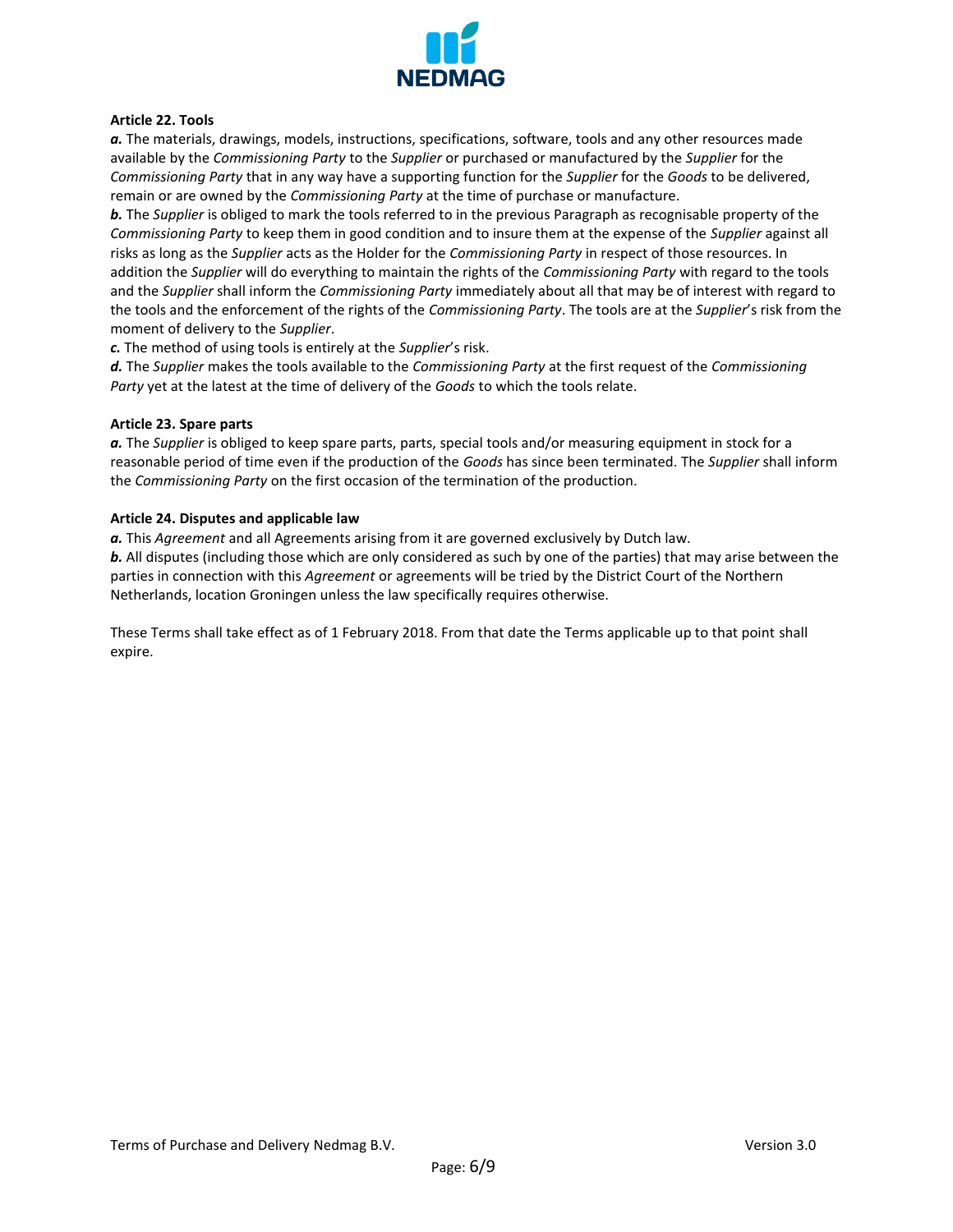**Article 22. Tools**

***a.*** The materials, drawings, models, instructions, specifications, software, tools and any other resources made available by the *Commissioning Party* to the *Supplier* or purchased or manufactured by the *Supplier* for the *Commissioning Party* that in any way have a supporting function for the *Supplier* for the *Goods* to be delivered, remain or are owned by the *Commissioning Party* at the time of purchase or manufacture.

***b.*** The *Supplier* is obliged to mark the tools referred to in the previous Paragraph as recognisable property of the *Commissioning Party* to keep them in good condition and to insure them at the expense of the *Supplier* against all risks as long as the *Supplier* acts as the Holder for the *Commissioning Party* in respect of those resources. In addition the *Supplier* will do everything to maintain the rights of the *Commissioning Party* with regard to the tools and the *Supplier* shall inform the *Commissioning Party* immediately about all that may be of interest with regard to the tools and the enforcement of the rights of the *Commissioning Party*. The tools are at the *Supplier*'s risk from the moment of delivery to the *Supplier*.

***c.*** The method of using tools is entirely at the *Supplier*'s risk.

***d.*** The *Supplier* makes the tools available to the *Commissioning Party* at the first request of the *Commissioning Party* yet at the latest at the time of delivery of the *Goods* to which the tools relate.

**Article 23. Spare parts**

***a.*** The *Supplier* is obliged to keep spare parts, parts, special tools and/or measuring equipment in stock for a reasonable period of time even if the production of the *Goods* has since been terminated. The *Supplier* shall inform the *Commissioning Party* on the first occasion of the termination of the production.

**Article 24. Disputes and applicable law**

***a.*** This *Agreement* and all Agreements arising from it are governed exclusively by Dutch law.

***b.*** All disputes (including those which are only considered as such by one of the parties) that may arise between the parties in connection with this *Agreement* or agreements will be tried by the District Court of the Northern Netherlands, location Groningen unless the law specifically requires otherwise.

These Terms shall take effect as of 1 February 2018. From that date the Terms applicable up to that point shall expire.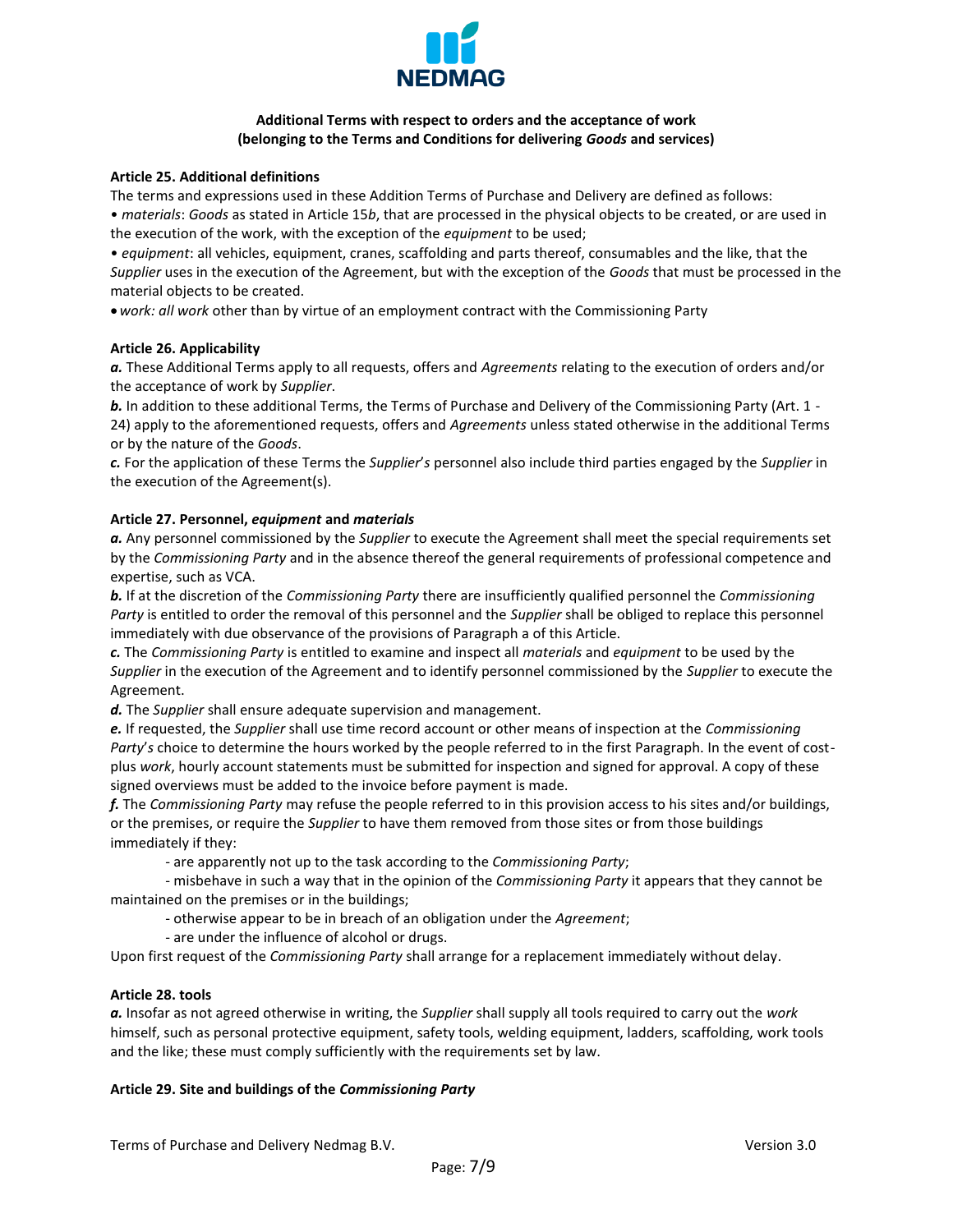**Additional Terms with respect to orders and the acceptance of work**
**(belonging to the Terms and Conditions for delivering *Goods* and services)**

**Article 25. Additional definitions**

The terms and expressions used in these Addition Terms of Purchase and Delivery are defined as follows:

- *materials*: *Goods* as stated in Article 15*b*, that are processed in the physical objects to be created, or are used in the execution of the work, with the exception of the *equipment* to be used;
- *equipment*: all vehicles, equipment, cranes, scaffolding and parts thereof, consumables and the like, that the *Supplier* uses in the execution of the Agreement, but with the exception of the *Goods* that must be processed in the material objects to be created.
- *work: all work* other than by virtue of an employment contract with the Commissioning Party

**Article 26. Applicability**

***a.*** These Additional Terms apply to all requests, offers and *Agreements* relating to the execution of orders and/or the acceptance of work by *Supplier*.

***b.*** In addition to these additional Terms, the Terms of Purchase and Delivery of the Commissioning Party (Art. 1 - 24) apply to the aforementioned requests, offers and *Agreements* unless stated otherwise in the additional Terms or by the nature of the *Goods*.

***c.*** For the application of these Terms the *Supplier's* personnel also include third parties engaged by the *Supplier* in the execution of the Agreement(s).

**Article 27. Personnel, *equipment* and *materials***

***a.*** Any personnel commissioned by the *Supplier* to execute the Agreement shall meet the special requirements set by the *Commissioning Party* and in the absence thereof the general requirements of professional competence and expertise, such as VCA.

***b.*** If at the discretion of the *Commissioning Party* there are insufficiently qualified personnel the *Commissioning Party* is entitled to order the removal of this personnel and the *Supplier* shall be obliged to replace this personnel immediately with due observance of the provisions of Paragraph a of this Article.

***c.*** The *Commissioning Party* is entitled to examine and inspect all *materials* and *equipment* to be used by the *Supplier* in the execution of the Agreement and to identify personnel commissioned by the *Supplier* to execute the Agreement.

***d.*** The *Supplier* shall ensure adequate supervision and management.

***e.*** If requested, the *Supplier* shall use time record account or other means of inspection at the *Commissioning Party's* choice to determine the hours worked by the people referred to in the first Paragraph. In the event of cost-plus *work*, hourly account statements must be submitted for inspection and signed for approval. A copy of these signed overviews must be added to the invoice before payment is made.

***f.*** The *Commissioning Party* may refuse the people referred to in this provision access to his sites and/or buildings, or the premises, or require the *Supplier* to have them removed from those sites or from those buildings immediately if they:

- are apparently not up to the task according to the *Commissioning Party*;
- misbehave in such a way that in the opinion of the *Commissioning Party* it appears that they cannot be maintained on the premises or in the buildings;
- otherwise appear to be in breach of an obligation under the *Agreement*;
- are under the influence of alcohol or drugs.

Upon first request of the *Commissioning Party* shall arrange for a replacement immediately without delay.

**Article 28. tools**

***a.*** Insofar as not agreed otherwise in writing, the *Supplier* shall supply all tools required to carry out the *work* himself, such as personal protective equipment, safety tools, welding equipment, ladders, scaffolding, work tools and the like; these must comply sufficiently with the requirements set by law.

**Article 29. Site and buildings of the *Commissioning Party***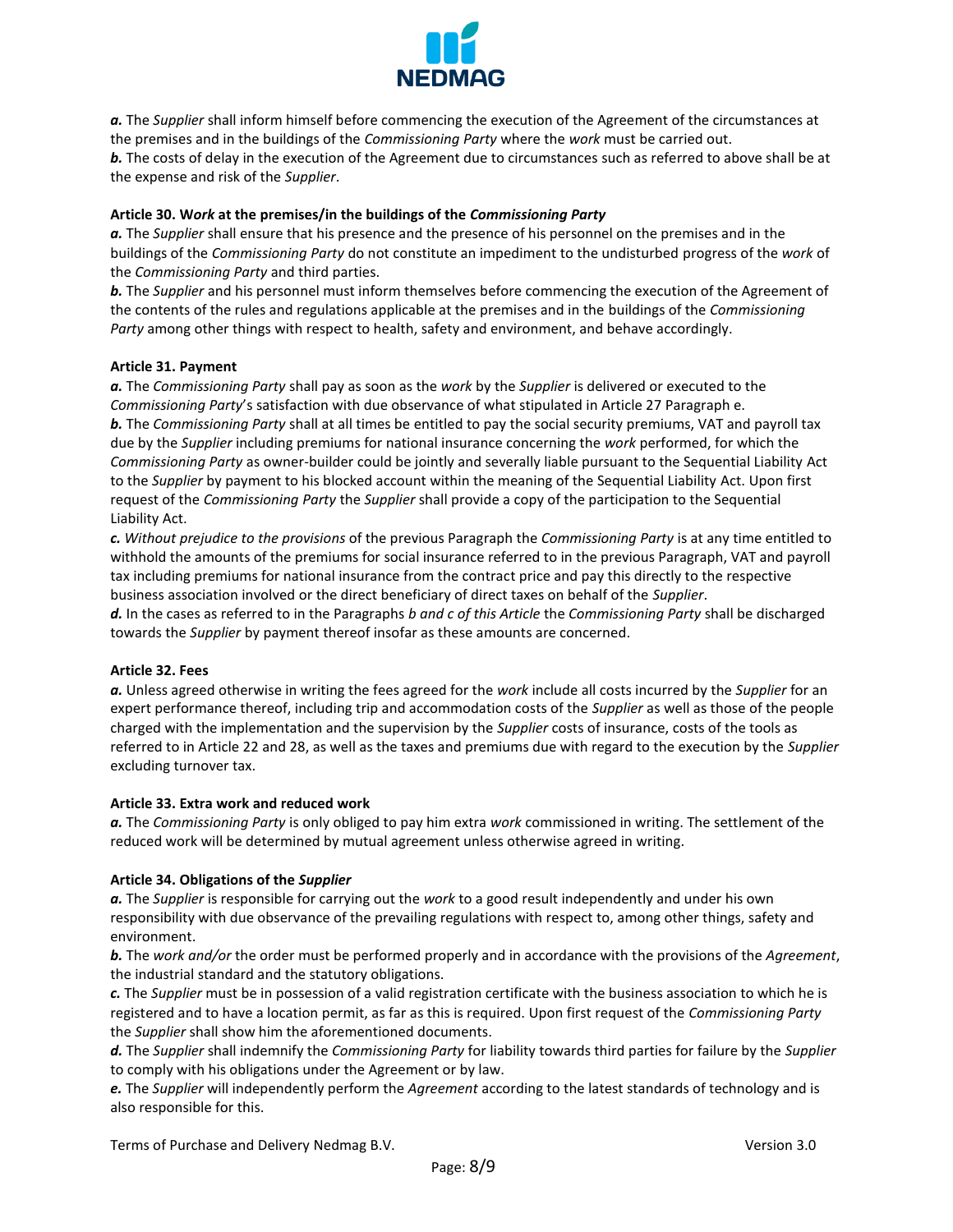***a.*** The *Supplier* shall inform himself before commencing the execution of the Agreement of the circumstances at the premises and in the buildings of the *Commissioning Party* where the *work* must be carried out.
***b.*** The costs of delay in the execution of the Agreement due to circumstances such as referred to above shall be at the expense and risk of the *Supplier*.

**Article 30. W*ork* at the premises/in the buildings of the *Commissioning Party***
***a.*** The *Supplier* shall ensure that his presence and the presence of his personnel on the premises and in the buildings of the *Commissioning Party* do not constitute an impediment to the undisturbed progress of the *work* of the *Commissioning Party* and third parties.
***b.*** The *Supplier* and his personnel must inform themselves before commencing the execution of the Agreement of the contents of the rules and regulations applicable at the premises and in the buildings of the *Commissioning Party* among other things with respect to health, safety and environment, and behave accordingly.

**Article 31. Payment**
***a.*** The *Commissioning Party* shall pay as soon as the *work* by the *Supplier* is delivered or executed to the *Commissioning Party*'s satisfaction with due observance of what stipulated in Article 27 Paragraph e.
***b.*** The *Commissioning Party* shall at all times be entitled to pay the social security premiums, VAT and payroll tax due by the *Supplier* including premiums for national insurance concerning the *work* performed, for which the *Commissioning Party* as owner-builder could be jointly and severally liable pursuant to the Sequential Liability Act to the *Supplier* by payment to his blocked account within the meaning of the Sequential Liability Act. Upon first request of the *Commissioning Party* the *Supplier* shall provide a copy of the participation to the Sequential Liability Act.
***c.*** *Without prejudice to the provisions* of the previous Paragraph the *Commissioning Party* is at any time entitled to withhold the amounts of the premiums for social insurance referred to in the previous Paragraph, VAT and payroll tax including premiums for national insurance from the contract price and pay this directly to the respective business association involved or the direct beneficiary of direct taxes on behalf of the *Supplier*.
***d.*** In the cases as referred to in the Paragraphs *b and c of this Article* the *Commissioning Party* shall be discharged towards the *Supplier* by payment thereof insofar as these amounts are concerned.

**Article 32. Fees**
***a.*** Unless agreed otherwise in writing the fees agreed for the *work* include all costs incurred by the *Supplier* for an expert performance thereof, including trip and accommodation costs of the *Supplier* as well as those of the people charged with the implementation and the supervision by the *Supplier* costs of insurance, costs of the tools as referred to in Article 22 and 28, as well as the taxes and premiums due with regard to the execution by the *Supplier* excluding turnover tax.

**Article 33. Extra work and reduced work**
***a.*** The *Commissioning Party* is only obliged to pay him extra *work* commissioned in writing. The settlement of the reduced work will be determined by mutual agreement unless otherwise agreed in writing.

**Article 34. Obligations of the *Supplier***
***a.*** The *Supplier* is responsible for carrying out the *work* to a good result independently and under his own responsibility with due observance of the prevailing regulations with respect to, among other things, safety and environment.
***b.*** The *work and/or* the order must be performed properly and in accordance with the provisions of the *Agreement*, the industrial standard and the statutory obligations.
***c.*** The *Supplier* must be in possession of a valid registration certificate with the business association to which he is registered and to have a location permit, as far as this is required. Upon first request of the *Commissioning Party* the *Supplier* shall show him the aforementioned documents.
***d.*** The *Supplier* shall indemnify the *Commissioning Party* for liability towards third parties for failure by the *Supplier* to comply with his obligations under the Agreement or by law.
***e.*** The *Supplier* will independently perform the *Agreement* according to the latest standards of technology and is also responsible for this.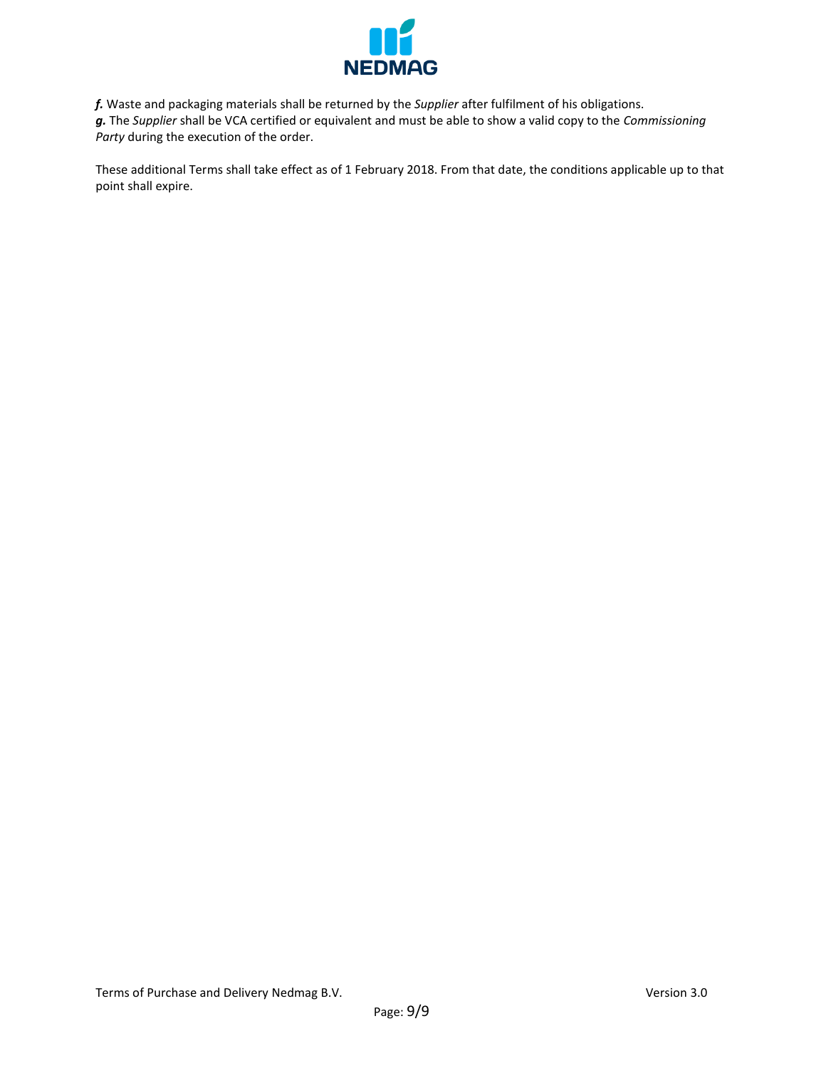***f.*** Waste and packaging materials shall be returned by the *Supplier* after fulfilment of his obligations.
***g.*** The *Supplier* shall be VCA certified or equivalent and must be able to show a valid copy to the *Commissioning Party* during the execution of the order.

These additional Terms shall take effect as of 1 February 2018. From that date, the conditions applicable up to that point shall expire.